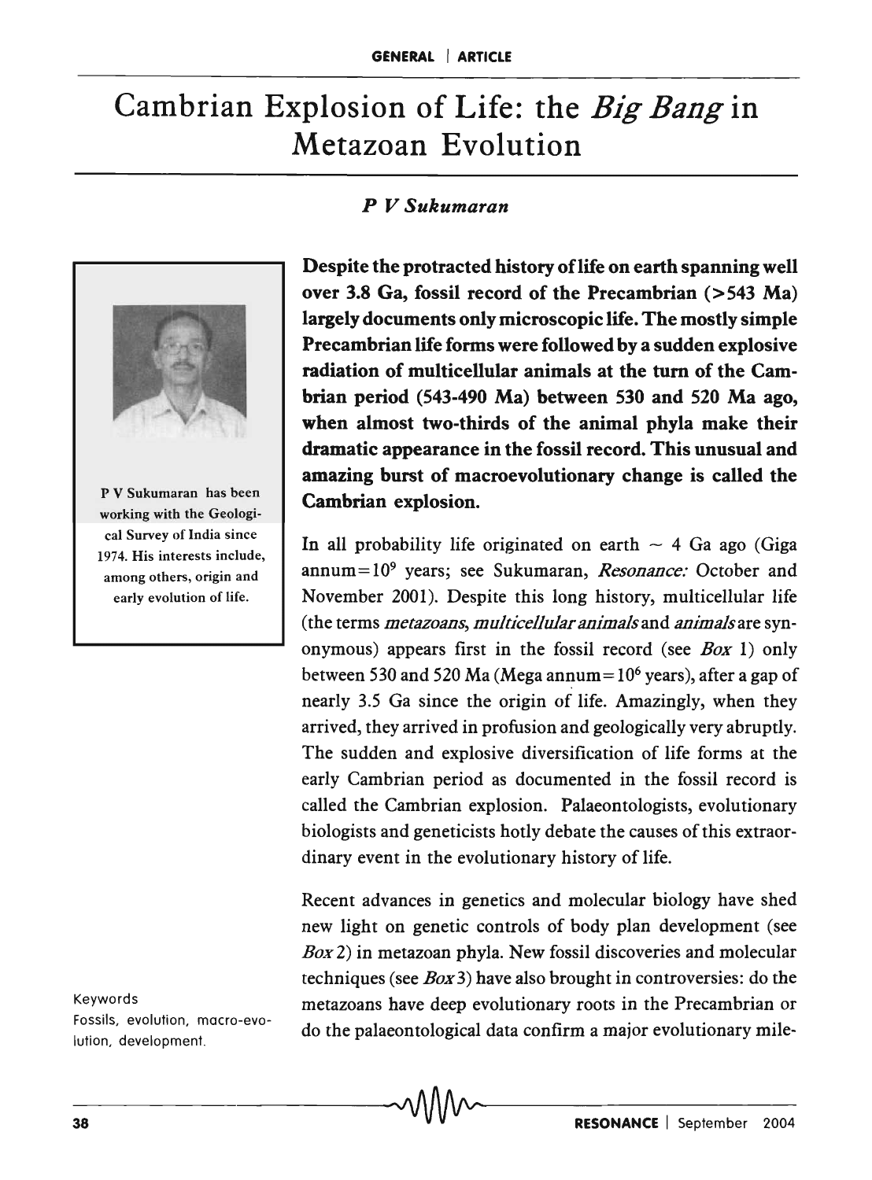# Cambrian Explosion of Life: the *Big Bang* in Metazoan Evolution

***P V Sukumaran***

P V Sukumaran has been working with the Geological Survey of India since 1974. His interests include, among others, origin and early evolution of life.

**Despite the protracted history of life on earth spanning well over 3.8 Ga, fossil record of the Precambrian (>543 Ma) largely documents only microscopic life. The mostly simple Precambrian life forms were followed by a sudden explosive radiation of multicellular animals at the turn of the Cambrian period (543-490 Ma) between 530 and 520 Ma ago, when almost two-thirds of the animal phyla make their dramatic appearance in the fossil record. This unusual and amazing burst of macroevolutionary change is called the Cambrian explosion.**

In all probability life originated on earth ~ 4 Ga ago (Giga annum = $10^9$ years; see Sukumaran, *Resonance:* October and November 2001). Despite this long history, multicellular life (the terms *metazoans*, *multicellular animals* and *animals* are synonymous) appears first in the fossil record (see *Box* 1) only between 530 and 520 Ma (Mega annum = $10^6$ years), after a gap of nearly 3.5 Ga since the origin of life. Amazingly, when they arrived, they arrived in profusion and geologically very abruptly. The sudden and explosive diversification of life forms at the early Cambrian period as documented in the fossil record is called the Cambrian explosion. Palaeontologists, evolutionary biologists and geneticists hotly debate the causes of this extraordinary event in the evolutionary history of life.

Recent advances in genetics and molecular biology have shed new light on genetic controls of body plan development (see *Box* 2) in metazoan phyla. New fossil discoveries and molecular techniques (see *Box* 3) have also brought in controversies: do the metazoans have deep evolutionary roots in the Precambrian or do the palaeontological data confirm a major evolutionary mile-

Keywords
Fossils, evolution, macro-evolution, development.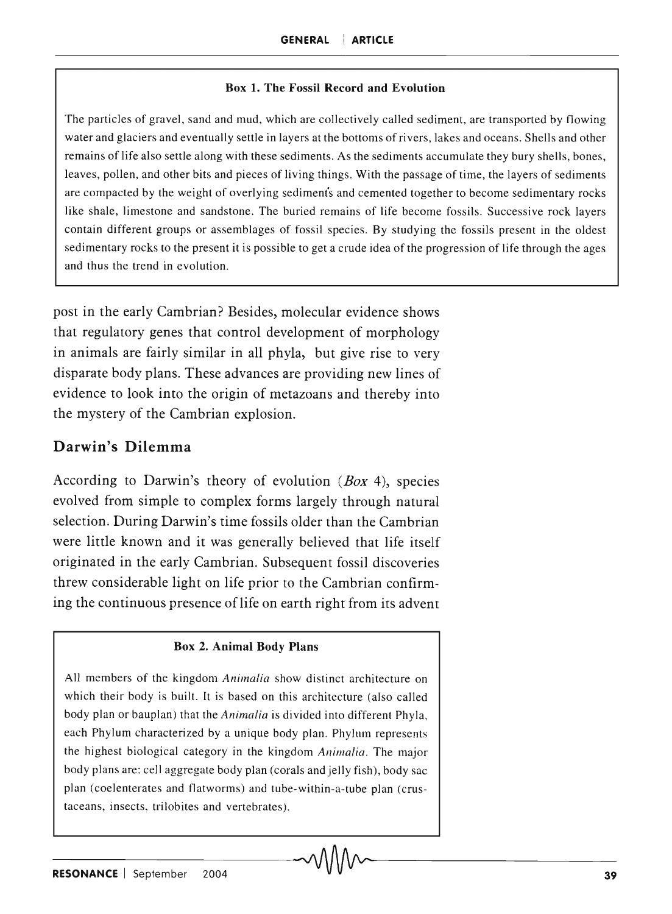**Box 1. The Fossil Record and Evolution**

The particles of gravel, sand and mud, which are collectively called sediment, are transported by flowing water and glaciers and eventually settle in layers at the bottoms of rivers, lakes and oceans. Shells and other remains of life also settle along with these sediments. As the sediments accumulate they bury shells, bones, leaves, pollen, and other bits and pieces of living things. With the passage of time, the layers of sediments are compacted by the weight of overlying sediments and cemented together to become sedimentary rocks like shale, limestone and sandstone. The buried remains of life become fossils. Successive rock layers contain different groups or assemblages of fossil species. By studying the fossils present in the oldest sedimentary rocks to the present it is possible to get a crude idea of the progression of life through the ages and thus the trend in evolution.

post in the early Cambrian? Besides, molecular evidence shows that regulatory genes that control development of morphology in animals are fairly similar in all phyla, but give rise to very disparate body plans. These advances are providing new lines of evidence to look into the origin of metazoans and thereby into the mystery of the Cambrian explosion.

## Darwin's Dilemma

According to Darwin's theory of evolution (*Box* 4), species evolved from simple to complex forms largely through natural selection. During Darwin's time fossils older than the Cambrian were little known and it was generally believed that life itself originated in the early Cambrian. Subsequent fossil discoveries threw considerable light on life prior to the Cambrian confirming the continuous presence of life on earth right from its advent

**Box 2. Animal Body Plans**

All members of the kingdom *Animalia* show distinct architecture on which their body is built. It is based on this architecture (also called body plan or bauplan) that the *Animalia* is divided into different Phyla, each Phylum characterized by a unique body plan. Phylum represents the highest biological category in the kingdom *Animalia*. The major body plans are: cell aggregate body plan (corals and jelly fish), body sac plan (coelenterates and flatworms) and tube-within-a-tube plan (crustaceans, insects, trilobites and vertebrates).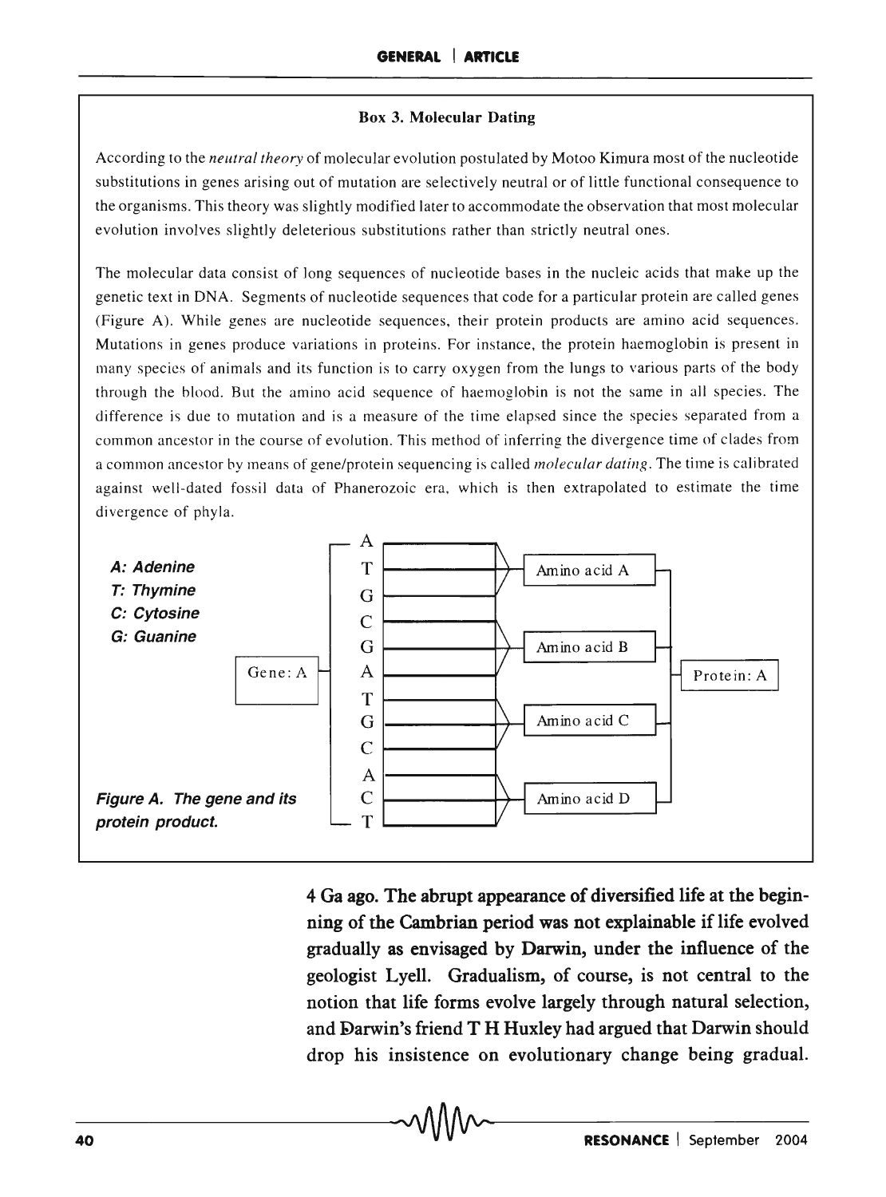### Box 3. Molecular Dating

According to the *neutral theory* of molecular evolution postulated by Motoo Kimura most of the nucleotide substitutions in genes arising out of mutation are selectively neutral or of little functional consequence to the organisms. This theory was slightly modified later to accommodate the observation that most molecular evolution involves slightly deleterious substitutions rather than strictly neutral ones.

The molecular data consist of long sequences of nucleotide bases in the nucleic acids that make up the genetic text in DNA. Segments of nucleotide sequences that code for a particular protein are called genes (Figure A). While genes are nucleotide sequences, their protein products are amino acid sequences. Mutations in genes produce variations in proteins. For instance, the protein haemoglobin is present in many species of animals and its function is to carry oxygen from the lungs to various parts of the body through the blood. But the amino acid sequence of haemoglobin is not the same in all species. The difference is due to mutation and is a measure of the time elapsed since the species separated from a common ancestor in the course of evolution. This method of inferring the divergence time of clades from a common ancestor by means of gene/protein sequencing is called *molecular dating*. The time is calibrated against well-dated fossil data of Phanerozoic era, which is then extrapolated to estimate the time divergence of phyla.

***A: Adenine***
***T: Thymine***
***C: Cytosine***
***G: Guanine***

Gene: A → A T G C G A T G C A C T → Amino acid A, Amino acid B, Amino acid C, Amino acid D → Protein: A

***Figure A. The gene and its protein product.***

**4 Ga ago. The abrupt appearance of diversified life at the beginning of the Cambrian period was not explainable if life evolved gradually as envisaged by Darwin, under the influence of the geologist Lyell. Gradualism, of course, is not central to the notion that life forms evolve largely through natural selection, and Darwin's friend T H Huxley had argued that Darwin should drop his insistence on evolutionary change being gradual.**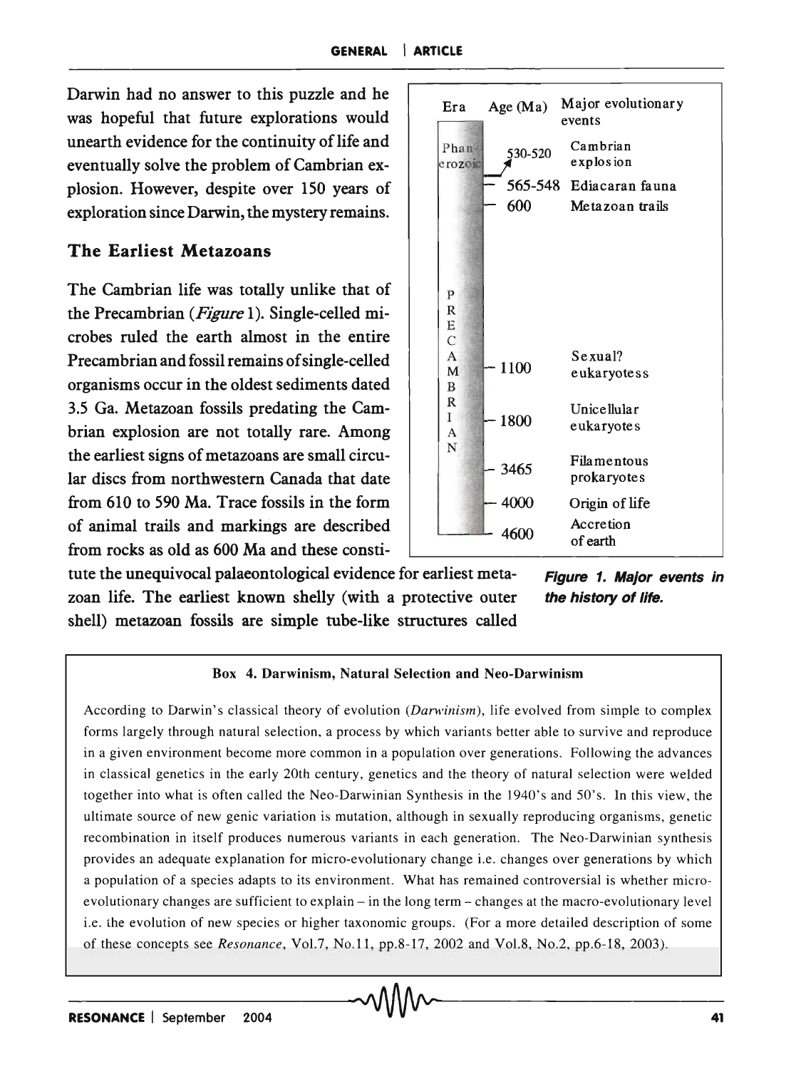Darwin had no answer to this puzzle and he was hopeful that future explorations would unearth evidence for the continuity of life and eventually solve the problem of Cambrian explosion. However, despite over 150 years of exploration since Darwin, the mystery remains.

## The Earliest Metazoans

The Cambrian life was totally unlike that of the Precambrian (*Figure* 1). Single-celled microbes ruled the earth almost in the entire Precambrian and fossil remains of single-celled organisms occur in the oldest sediments dated 3.5 Ga. Metazoan fossils predating the Cambrian explosion are not totally rare. Among the earliest signs of metazoans are small circular discs from northwestern Canada that date from 610 to 590 Ma. Trace fossils in the form of animal trails and markings are described from rocks as old as 600 Ma and these constitute the unequivocal palaeontological evidence for earliest metazoan life. The earliest known shelly (with a protective outer shell) metazoan fossils are simple tube-like structures called

| Era | Age (Ma) | Major evolutionary events |
|---|---|---|
| Phanerozoic | 530-520 | Cambrian explosion |
| PRECAMBRIAN | 565-548 | Ediacaran fauna |
| | 600 | Metazoan trails |
| | 1100 | Sexual? eukaryotess |
| | 1800 | Unicellular eukaryotes |
| | 3465 | Filamentous prokaryotes |
| | 4000 | Origin of life |
| | 4600 | Accretion of earth |

**Figure 1. Major events in the history of life.**

**Box 4. Darwinism, Natural Selection and Neo-Darwinism**

According to Darwin's classical theory of evolution (*Darwinism*), life evolved from simple to complex forms largely through natural selection, a process by which variants better able to survive and reproduce in a given environment become more common in a population over generations. Following the advances in classical genetics in the early 20th century, genetics and the theory of natural selection were welded together into what is often called the Neo-Darwinian Synthesis in the 1940's and 50's. In this view, the ultimate source of new genic variation is mutation, although in sexually reproducing organisms, genetic recombination in itself produces numerous variants in each generation. The Neo-Darwinian synthesis provides an adequate explanation for micro-evolutionary change i.e. changes over generations by which a population of a species adapts to its environment. What has remained controversial is whether micro-evolutionary changes are sufficient to explain – in the long term – changes at the macro-evolutionary level i.e. the evolution of new species or higher taxonomic groups. (For a more detailed description of some of these concepts see *Resonance*, Vol.7, No.11, pp.8-17, 2002 and Vol.8, No.2, pp.6-18, 2003).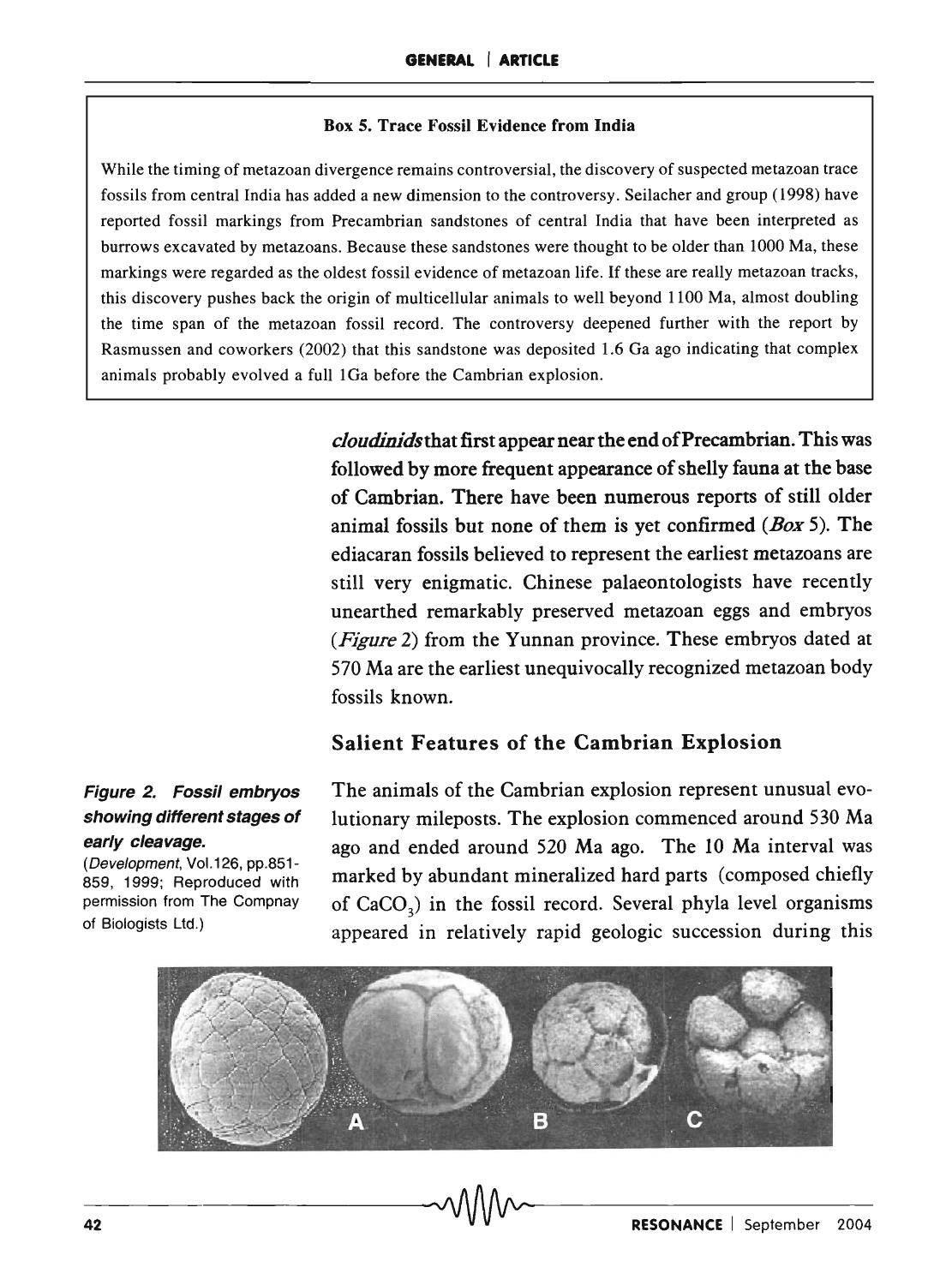**Box 5. Trace Fossil Evidence from India**

While the timing of metazoan divergence remains controversial, the discovery of suspected metazoan trace fossils from central India has added a new dimension to the controversy. Seilacher and group (1998) have reported fossil markings from Precambrian sandstones of central India that have been interpreted as burrows excavated by metazoans. Because these sandstones were thought to be older than 1000 Ma, these markings were regarded as the oldest fossil evidence of metazoan life. If these are really metazoan tracks, this discovery pushes back the origin of multicellular animals to well beyond 1100 Ma, almost doubling the time span of the metazoan fossil record. The controversy deepened further with the report by Rasmussen and coworkers (2002) that this sandstone was deposited 1.6 Ga ago indicating that complex animals probably evolved a full 1Ga before the Cambrian explosion.

*cloudinids* that first appear near the end of Precambrian. This was followed by more frequent appearance of shelly fauna at the base of Cambrian. There have been numerous reports of still older animal fossils but none of them is yet confirmed (*Box* 5). The ediacaran fossils believed to represent the earliest metazoans are still very enigmatic. Chinese palaeontologists have recently unearthed remarkably preserved metazoan eggs and embryos (*Figure* 2) from the Yunnan province. These embryos dated at 570 Ma are the earliest unequivocally recognized metazoan body fossils known.

## Salient Features of the Cambrian Explosion

The animals of the Cambrian explosion represent unusual evolutionary mileposts. The explosion commenced around 530 Ma ago and ended around 520 Ma ago. The 10 Ma interval was marked by abundant mineralized hard parts (composed chiefly of $CaCO_3$) in the fossil record. Several phyla level organisms appeared in relatively rapid geologic succession during this

***Figure 2. Fossil embryos showing different stages of early cleavage.***
(*Development*, Vol.126, pp.851-859, 1999; Reproduced with permission from The Compnay of Biologists Ltd.)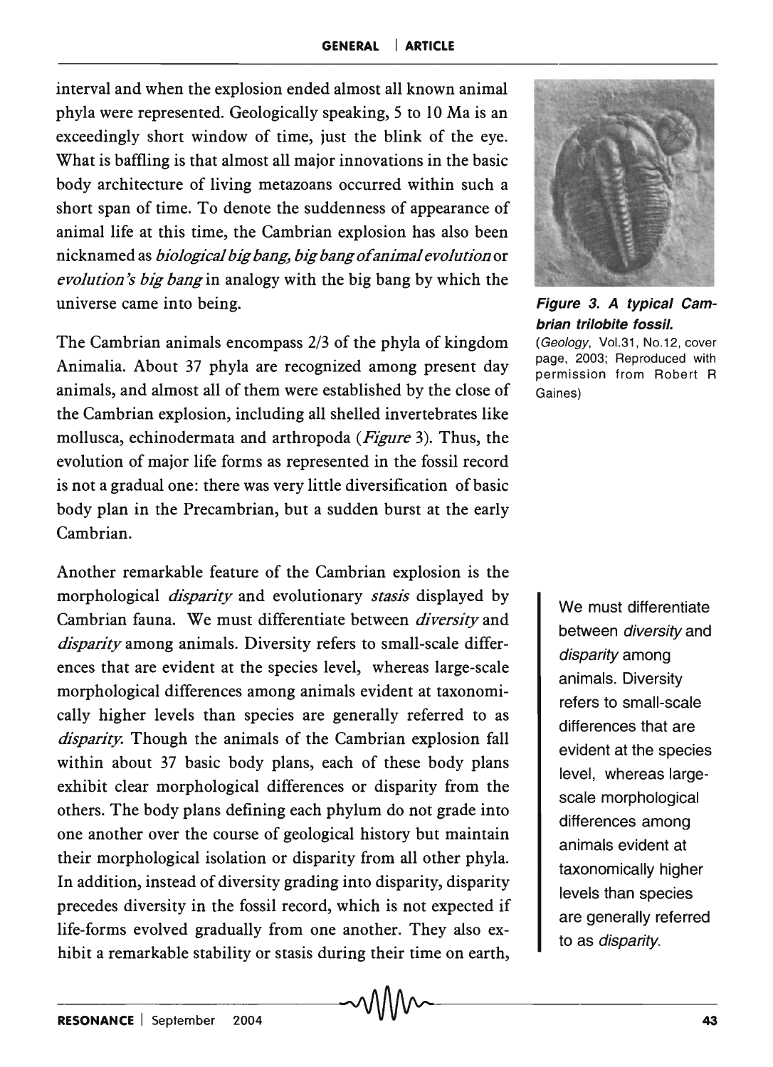interval and when the explosion ended almost all known animal phyla were represented. Geologically speaking, 5 to 10 Ma is an exceedingly short window of time, just the blink of the eye. What is baffling is that almost all major innovations in the basic body architecture of living metazoans occurred within such a short span of time. To denote the suddenness of appearance of animal life at this time, the Cambrian explosion has also been nicknamed as *biological big bang, big bang of animal evolution* or *evolution's big bang* in analogy with the big bang by which the universe came into being.

**Figure 3. A typical Cambrian trilobite fossil.**
(*Geology*, Vol.31, No.12, cover page, 2003; Reproduced with permission from Robert R Gaines)

The Cambrian animals encompass 2/3 of the phyla of kingdom Animalia. About 37 phyla are recognized among present day animals, and almost all of them were established by the close of the Cambrian explosion, including all shelled invertebrates like mollusca, echinodermata and arthropoda (*Figure* 3). Thus, the evolution of major life forms as represented in the fossil record is not a gradual one: there was very little diversification of basic body plan in the Precambrian, but a sudden burst at the early Cambrian.

Another remarkable feature of the Cambrian explosion is the morphological *disparity* and evolutionary *stasis* displayed by Cambrian fauna. We must differentiate between *diversity* and *disparity* among animals. Diversity refers to small-scale differences that are evident at the species level, whereas large-scale morphological differences among animals evident at taxonomically higher levels than species are generally referred to as *disparity*. Though the animals of the Cambrian explosion fall within about 37 basic body plans, each of these body plans exhibit clear morphological differences or disparity from the others. The body plans defining each phylum do not grade into one another over the course of geological history but maintain their morphological isolation or disparity from all other phyla. In addition, instead of diversity grading into disparity, disparity precedes diversity in the fossil record, which is not expected if life-forms evolved gradually from one another. They also exhibit a remarkable stability or stasis during their time on earth,

> We must differentiate between *diversity* and *disparity* among animals. Diversity refers to small-scale differences that are evident at the species level, whereas large-scale morphological differences among animals evident at taxonomically higher levels than species are generally referred to as *disparity*.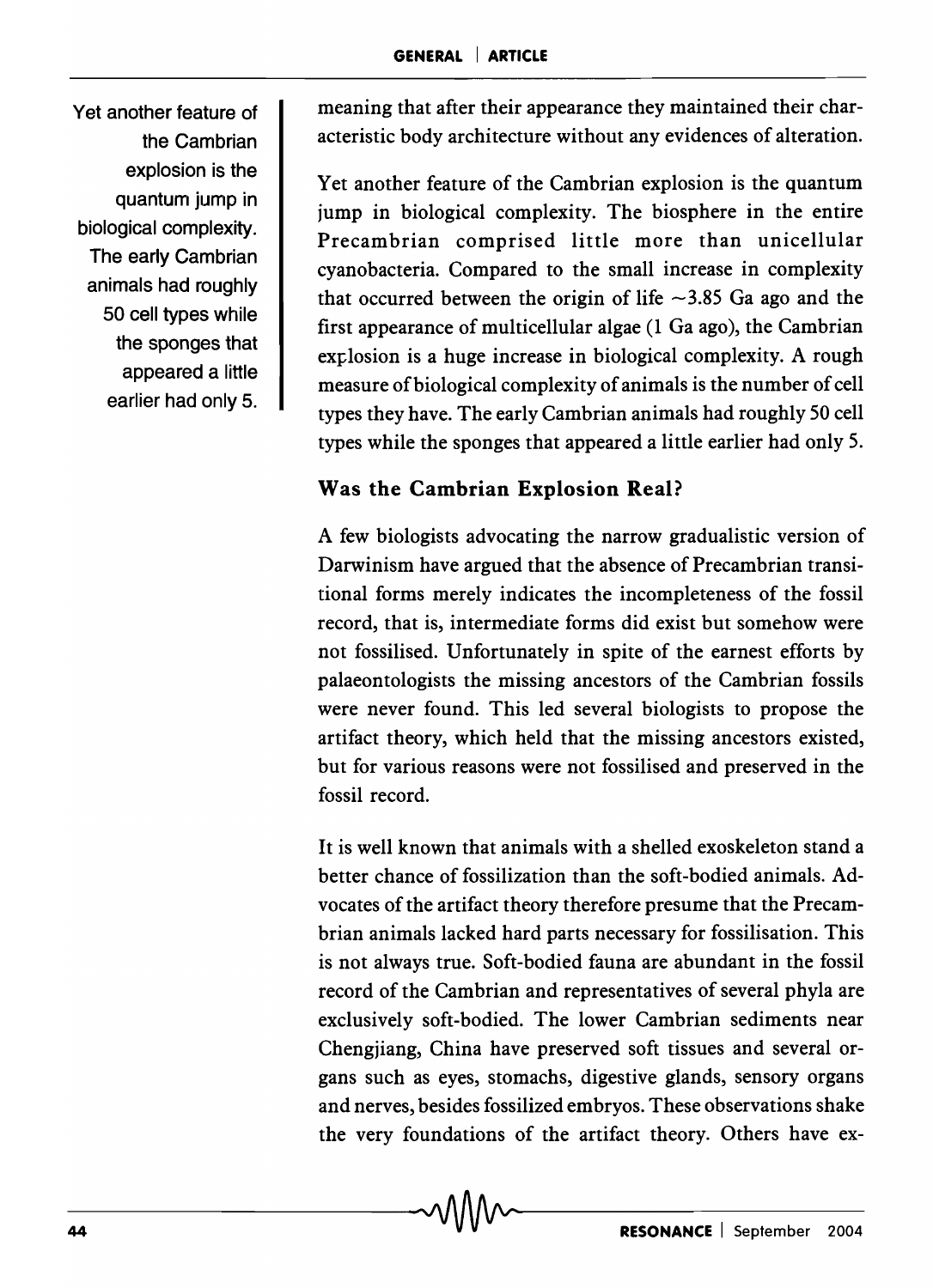Yet another feature of the Cambrian explosion is the quantum jump in biological complexity. The early Cambrian animals had roughly 50 cell types while the sponges that appeared a little earlier had only 5.

meaning that after their appearance they maintained their characteristic body architecture without any evidences of alteration.

Yet another feature of the Cambrian explosion is the quantum jump in biological complexity. The biosphere in the entire Precambrian comprised little more than unicellular cyanobacteria. Compared to the small increase in complexity that occurred between the origin of life ~3.85 Ga ago and the first appearance of multicellular algae (1 Ga ago), the Cambrian explosion is a huge increase in biological complexity. A rough measure of biological complexity of animals is the number of cell types they have. The early Cambrian animals had roughly 50 cell types while the sponges that appeared a little earlier had only 5.

## Was the Cambrian Explosion Real?

A few biologists advocating the narrow gradualistic version of Darwinism have argued that the absence of Precambrian transitional forms merely indicates the incompleteness of the fossil record, that is, intermediate forms did exist but somehow were not fossilised. Unfortunately in spite of the earnest efforts by palaeontologists the missing ancestors of the Cambrian fossils were never found. This led several biologists to propose the artifact theory, which held that the missing ancestors existed, but for various reasons were not fossilised and preserved in the fossil record.

It is well known that animals with a shelled exoskeleton stand a better chance of fossilization than the soft-bodied animals. Advocates of the artifact theory therefore presume that the Precambrian animals lacked hard parts necessary for fossilisation. This is not always true. Soft-bodied fauna are abundant in the fossil record of the Cambrian and representatives of several phyla are exclusively soft-bodied. The lower Cambrian sediments near Chengjiang, China have preserved soft tissues and several organs such as eyes, stomachs, digestive glands, sensory organs and nerves, besides fossilized embryos. These observations shake the very foundations of the artifact theory. Others have ex-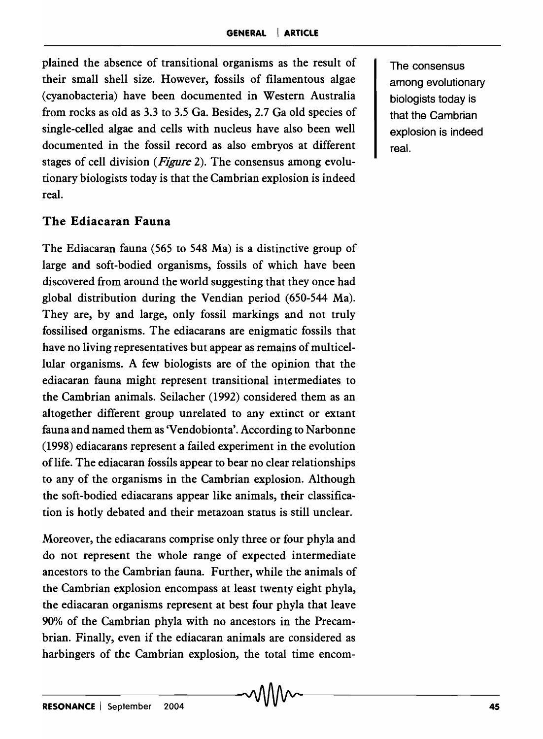plained the absence of transitional organisms as the result of their small shell size. However, fossils of filamentous algae (cyanobacteria) have been documented in Western Australia from rocks as old as 3.3 to 3.5 Ga. Besides, 2.7 Ga old species of single-celled algae and cells with nucleus have also been well documented in the fossil record as also embryos at different stages of cell division (*Figure* 2). The consensus among evolutionary biologists today is that the Cambrian explosion is indeed real.

The consensus among evolutionary biologists today is that the Cambrian explosion is indeed real.

## The Ediacaran Fauna

The Ediacaran fauna (565 to 548 Ma) is a distinctive group of large and soft-bodied organisms, fossils of which have been discovered from around the world suggesting that they once had global distribution during the Vendian period (650-544 Ma). They are, by and large, only fossil markings and not truly fossilised organisms. The ediacarans are enigmatic fossils that have no living representatives but appear as remains of multicellular organisms. A few biologists are of the opinion that the ediacaran fauna might represent transitional intermediates to the Cambrian animals. Seilacher (1992) considered them as an altogether different group unrelated to any extinct or extant fauna and named them as 'Vendobionta'. According to Narbonne (1998) ediacarans represent a failed experiment in the evolution of life. The ediacaran fossils appear to bear no clear relationships to any of the organisms in the Cambrian explosion. Although the soft-bodied ediacarans appear like animals, their classification is hotly debated and their metazoan status is still unclear.

Moreover, the ediacarans comprise only three or four phyla and do not represent the whole range of expected intermediate ancestors to the Cambrian fauna. Further, while the animals of the Cambrian explosion encompass at least twenty eight phyla, the ediacaran organisms represent at best four phyla that leave 90% of the Cambrian phyla with no ancestors in the Precambrian. Finally, even if the ediacaran animals are considered as harbingers of the Cambrian explosion, the total time encom-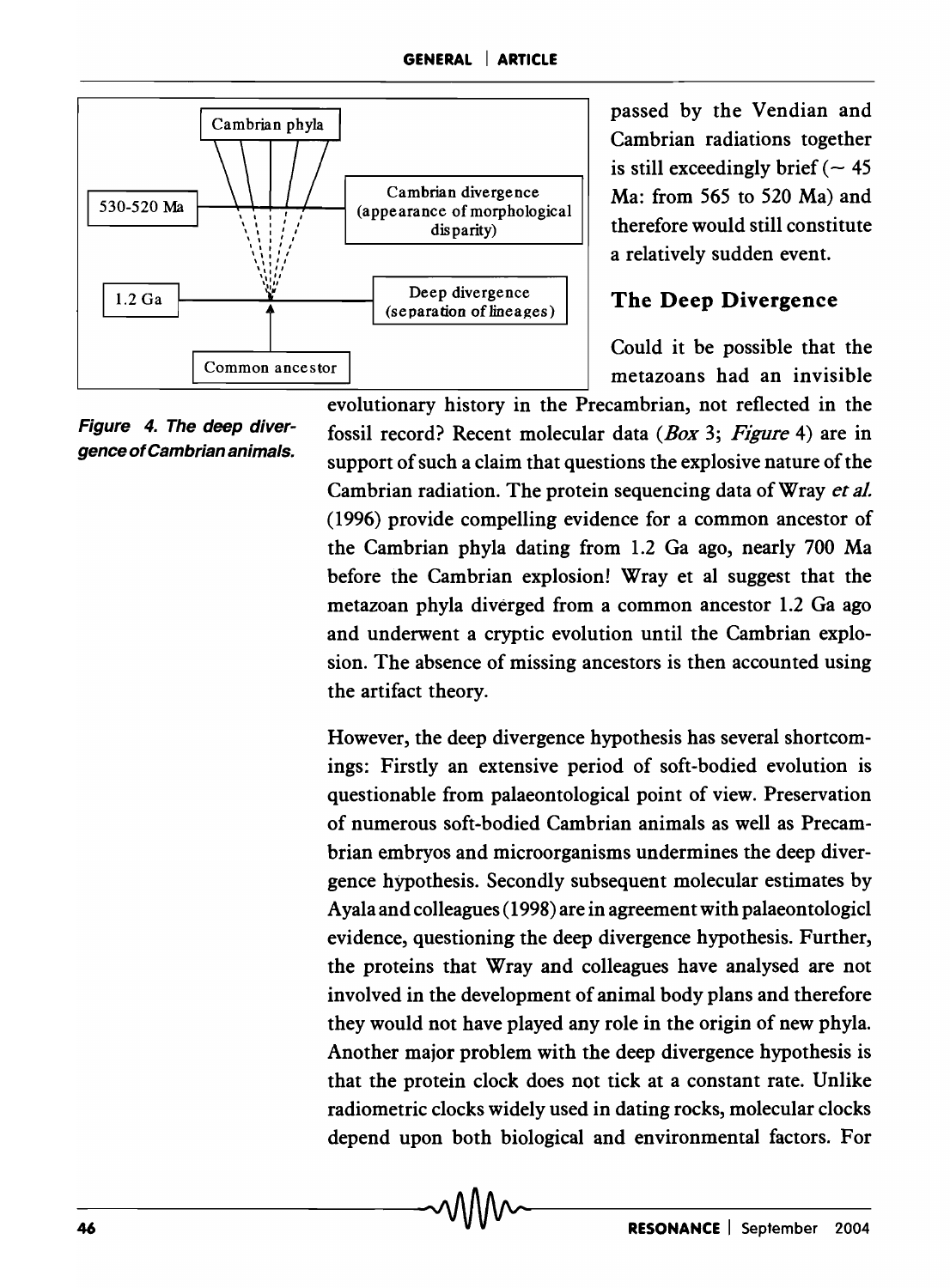passed by the Vendian and Cambrian radiations together is still exceedingly brief (~ 45 Ma: from 565 to 520 Ma) and therefore would still constitute a relatively sudden event.

## The Deep Divergence

Could it be possible that the metazoans had an invisible evolutionary history in the Precambrian, not reflected in the fossil record? Recent molecular data (*Box* 3; *Figure* 4) are in support of such a claim that questions the explosive nature of the Cambrian radiation. The protein sequencing data of Wray *et al.* (1996) provide compelling evidence for a common ancestor of the Cambrian phyla dating from 1.2 Ga ago, nearly 700 Ma before the Cambrian explosion! Wray et al suggest that the metazoan phyla diverged from a common ancestor 1.2 Ga ago and underwent a cryptic evolution until the Cambrian explosion. The absence of missing ancestors is then accounted using the artifact theory.

**Figure 4. The deep divergence of Cambrian animals.**

However, the deep divergence hypothesis has several shortcomings: Firstly an extensive period of soft-bodied evolution is questionable from palaeontological point of view. Preservation of numerous soft-bodied Cambrian animals as well as Precambrian embryos and microorganisms undermines the deep divergence hypothesis. Secondly subsequent molecular estimates by Ayala and colleagues (1998) are in agreement with palaeontologicl evidence, questioning the deep divergence hypothesis. Further, the proteins that Wray and colleagues have analysed are not involved in the development of animal body plans and therefore they would not have played any role in the origin of new phyla. Another major problem with the deep divergence hypothesis is that the protein clock does not tick at a constant rate. Unlike radiometric clocks widely used in dating rocks, molecular clocks depend upon both biological and environmental factors. For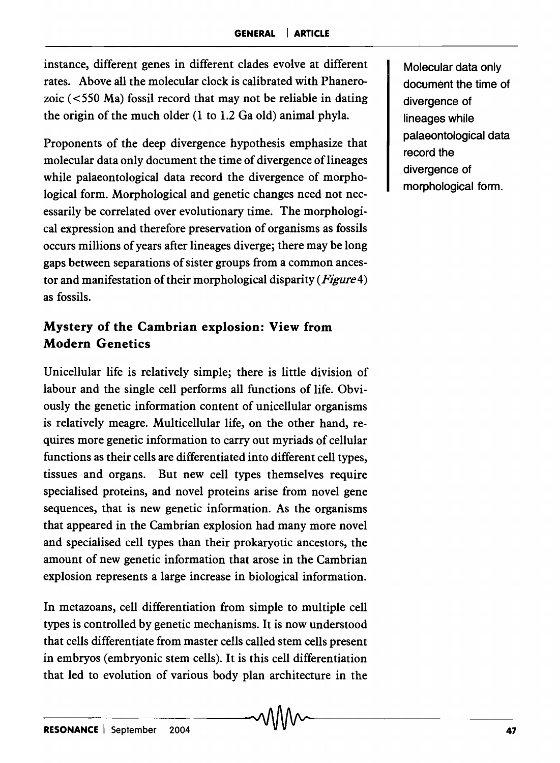instance, different genes in different clades evolve at different rates. Above all the molecular clock is calibrated with Phanerozoic (<550 Ma) fossil record that may not be reliable in dating the origin of the much older (1 to 1.2 Ga old) animal phyla.

Proponents of the deep divergence hypothesis emphasize that molecular data only document the time of divergence of lineages while palaeontological data record the divergence of morphological form. Morphological and genetic changes need not necessarily be correlated over evolutionary time. The morphological expression and therefore preservation of organisms as fossils occurs millions of years after lineages diverge; there may be long gaps between separations of sister groups from a common ancestor and manifestation of their morphological disparity (*Figure* 4) as fossils.

Molecular data only document the time of divergence of lineages while palaeontological data record the divergence of morphological form.

## Mystery of the Cambrian explosion: View from Modern Genetics

Unicellular life is relatively simple; there is little division of labour and the single cell performs all functions of life. Obviously the genetic information content of unicellular organisms is relatively meagre. Multicellular life, on the other hand, requires more genetic information to carry out myriads of cellular functions as their cells are differentiated into different cell types, tissues and organs. But new cell types themselves require specialised proteins, and novel proteins arise from novel gene sequences, that is new genetic information. As the organisms that appeared in the Cambrian explosion had many more novel and specialised cell types than their prokaryotic ancestors, the amount of new genetic information that arose in the Cambrian explosion represents a large increase in biological information.

In metazoans, cell differentiation from simple to multiple cell types is controlled by genetic mechanisms. It is now understood that cells differentiate from master cells called stem cells present in embryos (embryonic stem cells). It is this cell differentiation that led to evolution of various body plan architecture in the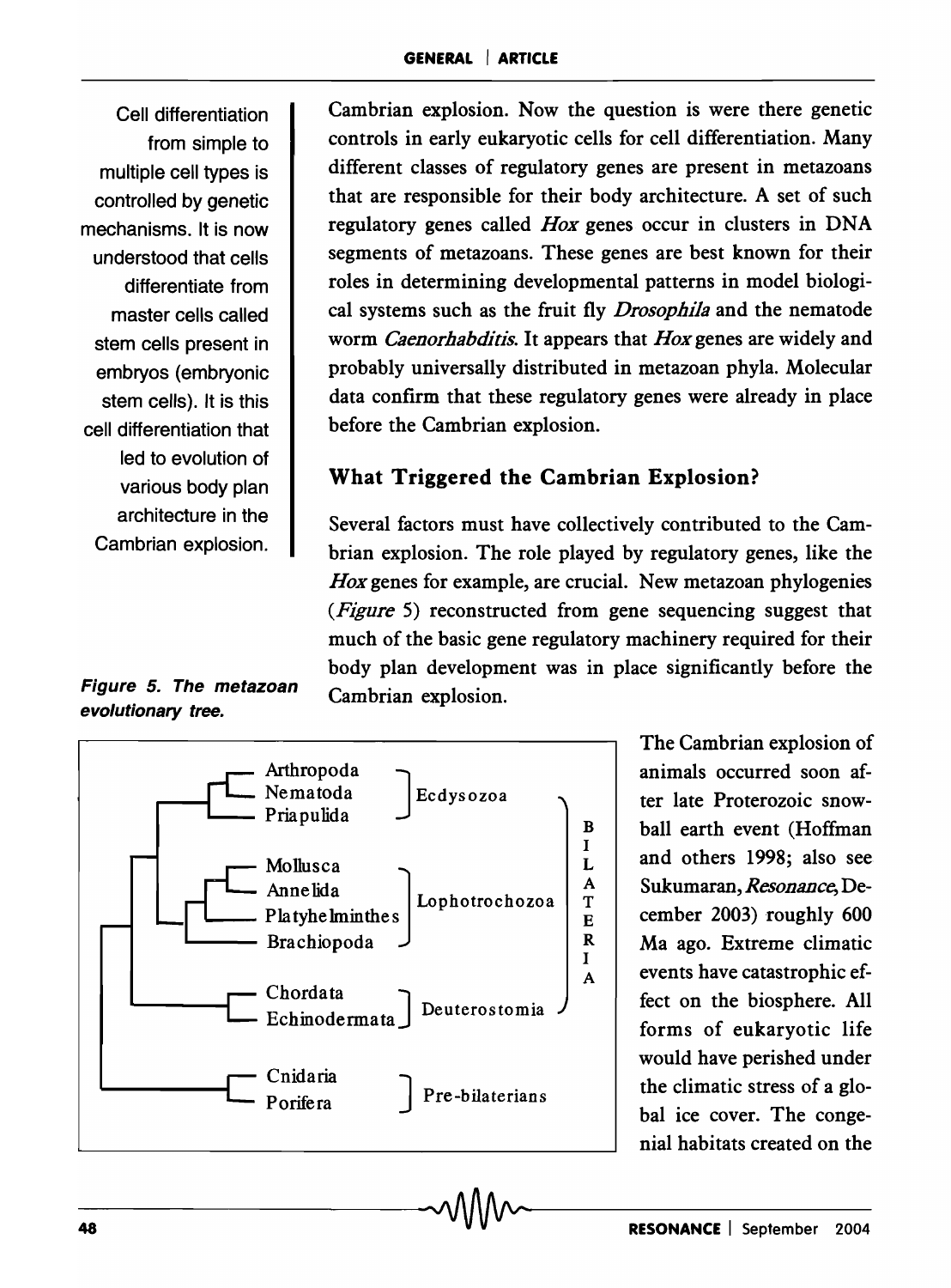Cambrian explosion. Now the question is were there genetic controls in early eukaryotic cells for cell differentiation. Many different classes of regulatory genes are present in metazoans that are responsible for their body architecture. A set of such regulatory genes called *Hox* genes occur in clusters in DNA segments of metazoans. These genes are best known for their roles in determining developmental patterns in model biological systems such as the fruit fly *Drosophila* and the nematode worm *Caenorhabditis*. It appears that *Hox* genes are widely and probably universally distributed in metazoan phyla. Molecular data confirm that these regulatory genes were already in place before the Cambrian explosion.

Cell differentiation from simple to multiple cell types is controlled by genetic mechanisms. It is now understood that cells differentiate from master cells called stem cells present in embryos (embryonic stem cells). It is this cell differentiation that led to evolution of various body plan architecture in the Cambrian explosion.

## What Triggered the Cambrian Explosion?

Several factors must have collectively contributed to the Cambrian explosion. The role played by regulatory genes, like the *Hox* genes for example, are crucial. New metazoan phylogenies (*Figure* 5) reconstructed from gene sequencing suggest that much of the basic gene regulatory machinery required for their body plan development was in place significantly before the Cambrian explosion.

**Figure 5. The metazoan evolutionary tree.**

Arthropoda, Nematoda, Priapulida — Ecdysozoa
Mollusca, Annelida, Platyhelminthes, Brachiopoda — Lophotrochozoa
Chordata, Echinodermata — Deuterostomia
(Ecdysozoa, Lophotrochozoa, Deuterostomia — BILATERIA)
Cnidaria, Porifera — Pre-bilaterians

The Cambrian explosion of animals occurred soon after late Proterozoic snowball earth event (Hoffman and others 1998; also see Sukumaran, *Resonance*, December 2003) roughly 600 Ma ago. Extreme climatic events have catastrophic effect on the biosphere. All forms of eukaryotic life would have perished under the climatic stress of a global ice cover. The congenial habitats created on the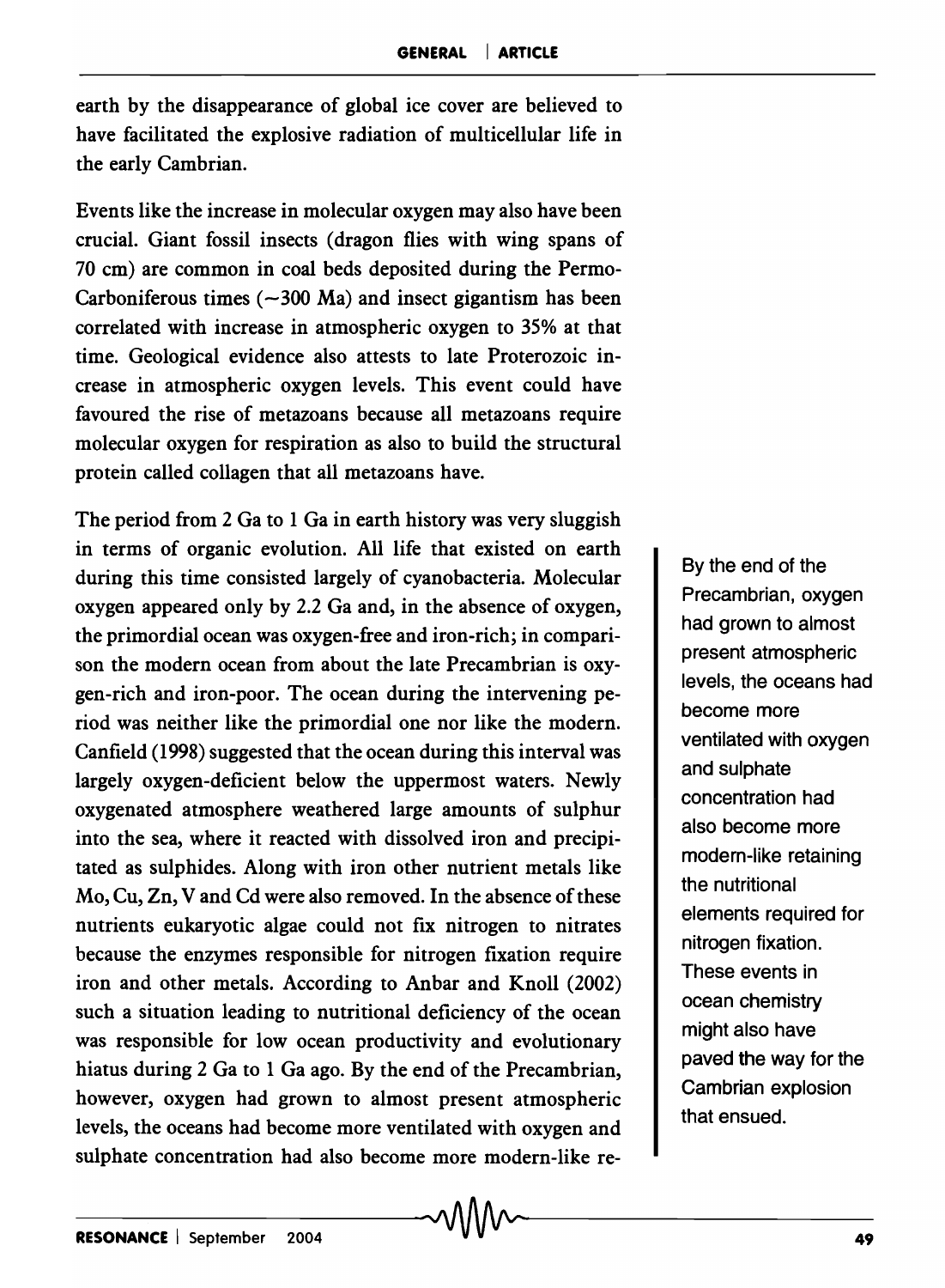earth by the disappearance of global ice cover are believed to have facilitated the explosive radiation of multicellular life in the early Cambrian.

Events like the increase in molecular oxygen may also have been crucial. Giant fossil insects (dragon flies with wing spans of 70 cm) are common in coal beds deposited during the Permo-Carboniferous times (~300 Ma) and insect gigantism has been correlated with increase in atmospheric oxygen to 35% at that time. Geological evidence also attests to late Proterozoic increase in atmospheric oxygen levels. This event could have favoured the rise of metazoans because all metazoans require molecular oxygen for respiration as also to build the structural protein called collagen that all metazoans have.

The period from 2 Ga to 1 Ga in earth history was very sluggish in terms of organic evolution. All life that existed on earth during this time consisted largely of cyanobacteria. Molecular oxygen appeared only by 2.2 Ga and, in the absence of oxygen, the primordial ocean was oxygen-free and iron-rich; in comparison the modern ocean from about the late Precambrian is oxygen-rich and iron-poor. The ocean during the intervening period was neither like the primordial one nor like the modern. Canfield (1998) suggested that the ocean during this interval was largely oxygen-deficient below the uppermost waters. Newly oxygenated atmosphere weathered large amounts of sulphur into the sea, where it reacted with dissolved iron and precipitated as sulphides. Along with iron other nutrient metals like Mo, Cu, Zn, V and Cd were also removed. In the absence of these nutrients eukaryotic algae could not fix nitrogen to nitrates because the enzymes responsible for nitrogen fixation require iron and other metals. According to Anbar and Knoll (2002) such a situation leading to nutritional deficiency of the ocean was responsible for low ocean productivity and evolutionary hiatus during 2 Ga to 1 Ga ago. By the end of the Precambrian, however, oxygen had grown to almost present atmospheric levels, the oceans had become more ventilated with oxygen and sulphate concentration had also become more modern-like re-

By the end of the Precambrian, oxygen had grown to almost present atmospheric levels, the oceans had become more ventilated with oxygen and sulphate concentration had also become more modern-like retaining the nutritional elements required for nitrogen fixation. These events in ocean chemistry might also have paved the way for the Cambrian explosion that ensued.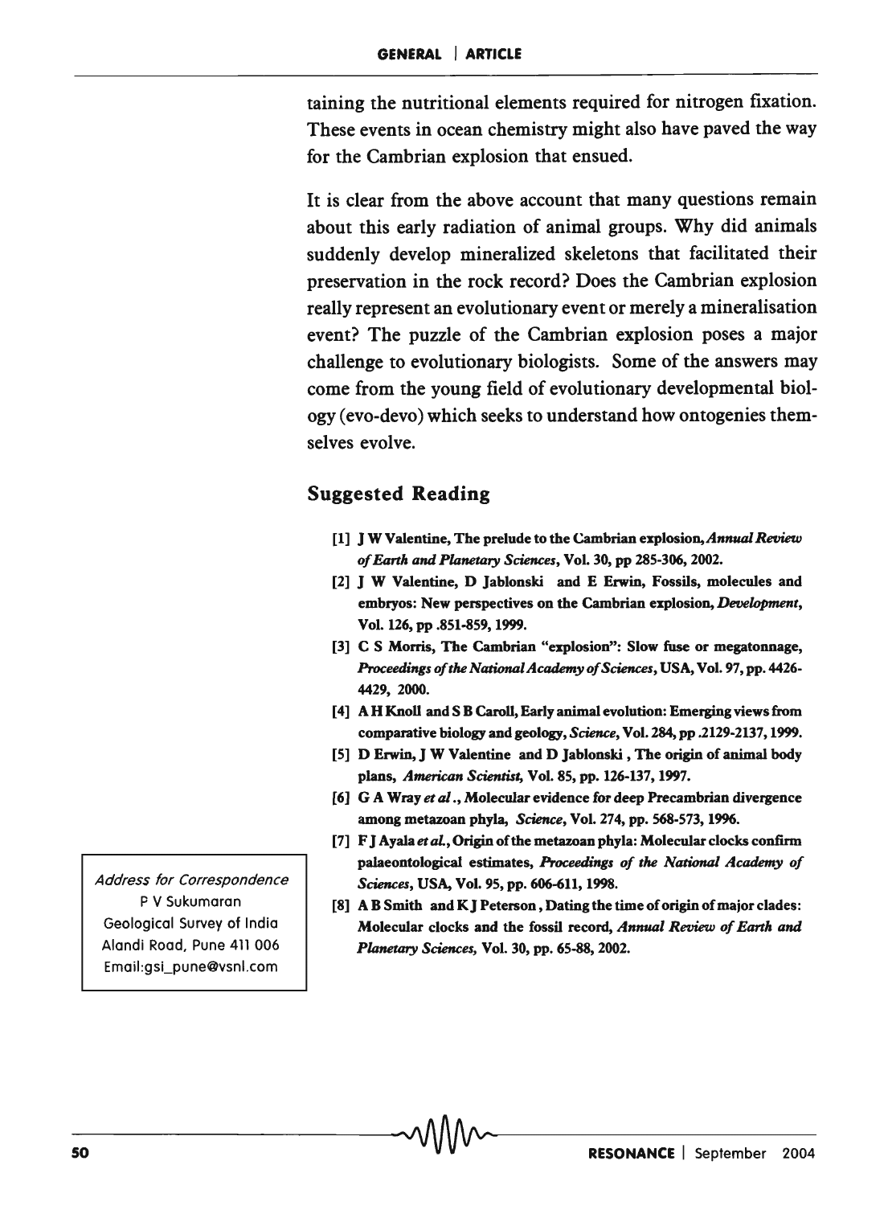taining the nutritional elements required for nitrogen fixation. These events in ocean chemistry might also have paved the way for the Cambrian explosion that ensued.

It is clear from the above account that many questions remain about this early radiation of animal groups. Why did animals suddenly develop mineralized skeletons that facilitated their preservation in the rock record? Does the Cambrian explosion really represent an evolutionary event or merely a mineralisation event? The puzzle of the Cambrian explosion poses a major challenge to evolutionary biologists. Some of the answers may come from the young field of evolutionary developmental biology (evo-devo) which seeks to understand how ontogenies themselves evolve.

## Suggested Reading

[1] J W Valentine, The prelude to the Cambrian explosion, *Annual Review of Earth and Planetary Sciences*, Vol. 30, pp 285-306, 2002.

[2] J W Valentine, D Jablonski and E Erwin, Fossils, molecules and embryos: New perspectives on the Cambrian explosion, *Development*, Vol. 126, pp .851-859, 1999.

[3] C S Morris, The Cambrian "explosion": Slow fuse or megatonnage, *Proceedings of the National Academy of Sciences*, USA, Vol. 97, pp. 4426-4429, 2000.

[4] A H Knoll and S B Caroll, Early animal evolution: Emerging views from comparative biology and geology, *Science*, Vol. 284, pp .2129-2137, 1999.

[5] D Erwin, J W Valentine and D Jablonski , The origin of animal body plans, *American Scientist*, Vol. 85, pp. 126-137, 1997.

[6] G A Wray *et al*., Molecular evidence for deep Precambrian divergence among metazoan phyla, *Science*, Vol. 274, pp. 568-573, 1996.

[7] F J Ayala *et al.*, Origin of the metazoan phyla: Molecular clocks confirm palaeontological estimates, *Proceedings of the National Academy of Sciences*, USA, Vol. 95, pp. 606-611, 1998.

[8] A B Smith and K J Peterson , Dating the time of origin of major clades: Molecular clocks and the fossil record, *Annual Review of Earth and Planetary Sciences*, Vol. 30, pp. 65-88, 2002.

*Address for Correspondence*
P V Sukumaran
Geological Survey of India
Alandi Road, Pune 411 006
Email:gsi_pune@vsnl.com